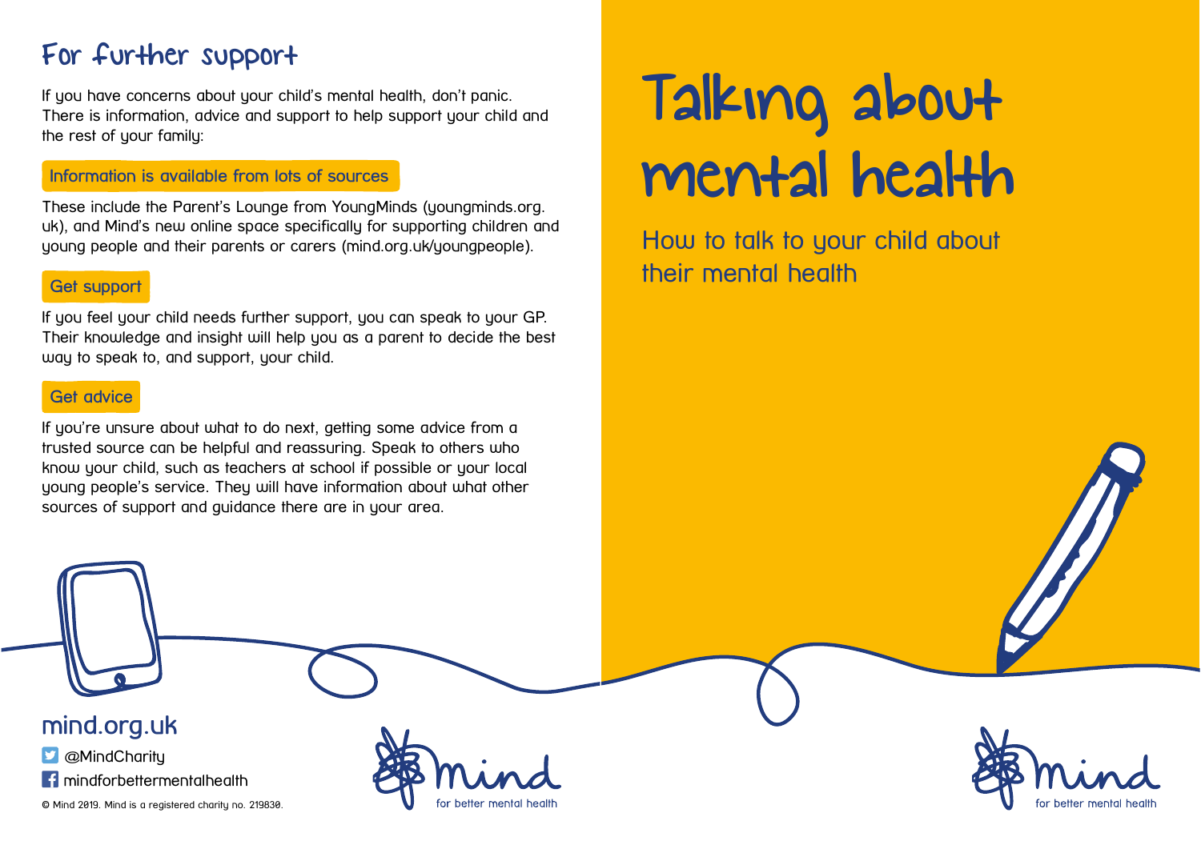## For further support

If you have concerns about your child's mental health, don't panic. There is information, advice and support to help support your child and the rest of your family:

### Information is available from lots of sources

These include the Parent's Lounge from YoungMinds (youngminds.org.uk), and Mind's new online space specifically for supporting children and young people and their parents or carers (mind.org.uk/youngpeople).

### Get support

If you feel your child needs further support, you can speak to your GP. Their knowledge and insight will help you as a parent to decide the best way to speak to, and support, your child.

### Get advice

If you're unsure about what to do next, getting some advice from a trusted source can be helpful and reassuring. Speak to others who know your child, such as teachers at school if possible or your local young people's service. They will have information about what other sources of support and guidance there are in your area.

**mind.org.uk**

@MindCharity

mindforbettermentalhealth

© Mind 2019. Mind is a registered charity no. 219830.

mind
for better mental health

# Talking about mental health

## How to talk to your child about their mental health

mind
for better mental health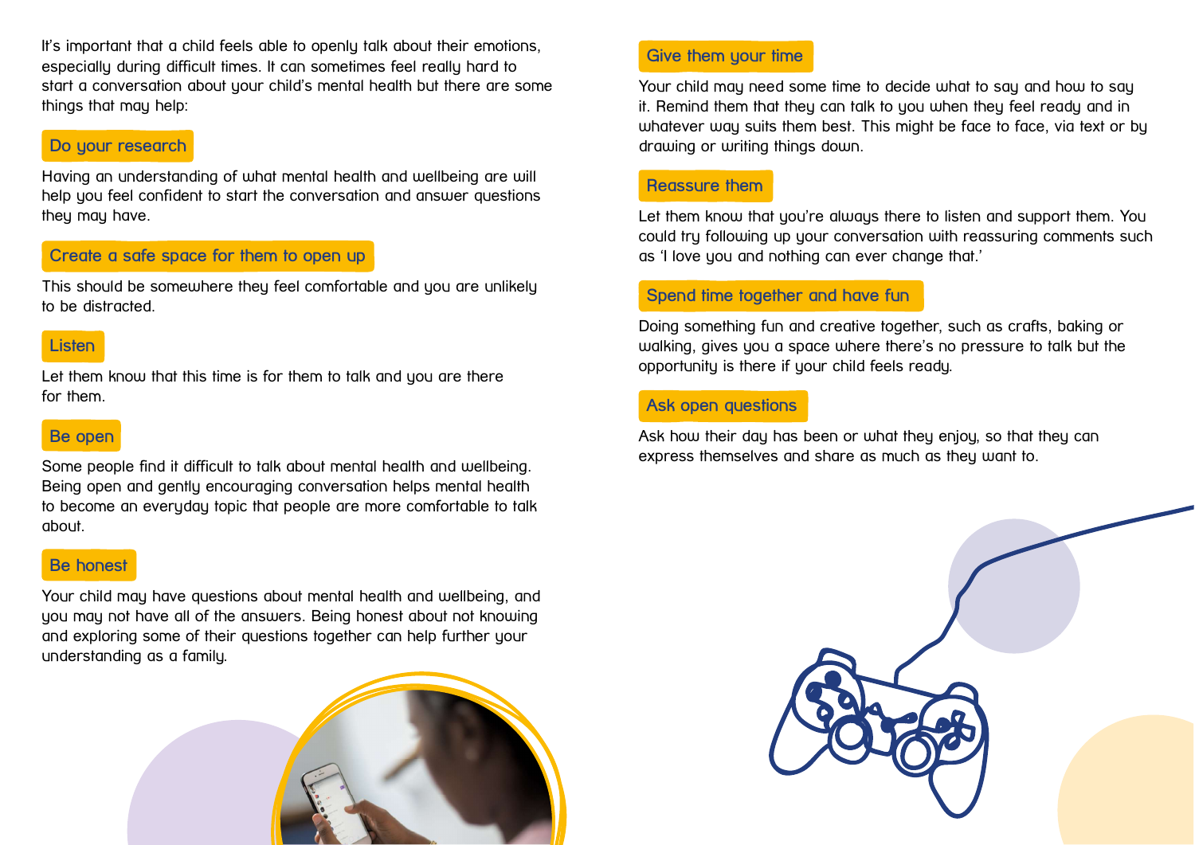It's important that a child feels able to openly talk about their emotions, especially during difficult times. It can sometimes feel really hard to start a conversation about your child's mental health but there are some things that may help:

## Do your research

Having an understanding of what mental health and wellbeing are will help you feel confident to start the conversation and answer questions they may have.

## Create a safe space for them to open up

This should be somewhere they feel comfortable and you are unlikely to be distracted.

## Listen

Let them know that this time is for them to talk and you are there for them.

## Be open

Some people find it difficult to talk about mental health and wellbeing. Being open and gently encouraging conversation helps mental health to become an everyday topic that people are more comfortable to talk about.

## Be honest

Your child may have questions about mental health and wellbeing, and you may not have all of the answers. Being honest about not knowing and exploring some of their questions together can help further your understanding as a family.

## Give them your time

Your child may need some time to decide what to say and how to say it. Remind them that they can talk to you when they feel ready and in whatever way suits them best. This might be face to face, via text or by drawing or writing things down.

## Reassure them

Let them know that you're always there to listen and support them. You could try following up your conversation with reassuring comments such as 'I love you and nothing can ever change that.'

## Spend time together and have fun

Doing something fun and creative together, such as crafts, baking or walking, gives you a space where there's no pressure to talk but the opportunity is there if your child feels ready.

## Ask open questions

Ask how their day has been or what they enjoy, so that they can express themselves and share as much as they want to.